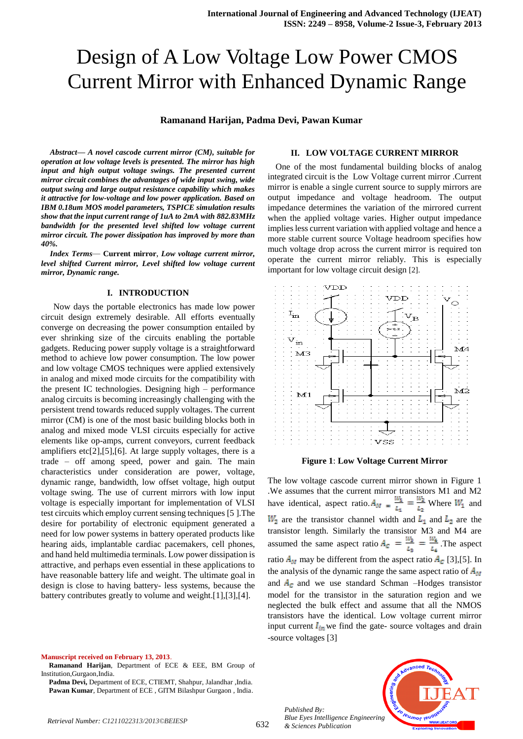# Design of A Low Voltage Low Power CMOS Current Mirror with Enhanced Dynamic Range

**Ramanand Harijan, Padma Devi, Pawan Kumar**

***Abstract— A novel cascode current mirror (CM), suitable for operation at low voltage levels is presented. The mirror has high input and high output voltage swings. The presented current mirror circuit combines the advantages of wide input swing, wide output swing and large output resistance capability which makes it attractive for low-voltage and low power application. Based on IBM 0.18um MOS model parameters, TSPICE simulation results show that the input current range of 1uA to 2mA with 882.83MHz bandwidth for the presented level shifted low voltage current mirror circuit. The power dissipation has improved by more than 40%.***

***Index Terms*— Current mirror, *Low voltage current mirror, level shifted Current mirror, Level shifted low voltage current mirror, Dynamic range.***

## I. INTRODUCTION

Now days the portable electronics has made low power circuit design extremely desirable. All efforts eventually converge on decreasing the power consumption entailed by ever shrinking size of the circuits enabling the portable gadgets. Reducing power supply voltage is a straightforward method to achieve low power consumption. The low power and low voltage CMOS techniques were applied extensively in analog and mixed mode circuits for the compatibility with the present IC technologies. Designing high – performance analog circuits is becoming increasingly challenging with the persistent trend towards reduced supply voltages. The current mirror (CM) is one of the most basic building blocks both in analog and mixed mode VLSI circuits especially for active elements like op-amps, current conveyors, current feedback amplifiers etc[2],[5],[6]. At large supply voltages, there is a trade – off among speed, power and gain. The main characteristics under consideration are power, voltage, dynamic range, bandwidth, low offset voltage, high output voltage swing. The use of current mirrors with low input voltage is especially important for implementation of VLSI test circuits which employ current sensing techniques [5 ].The desire for portability of electronic equipment generated a need for low power systems in battery operated products like hearing aids, implantable cardiac pacemakers, cell phones, and hand held multimedia terminals. Low power dissipation is attractive, and perhaps even essential in these applications to have reasonable battery life and weight. The ultimate goal in design is close to having battery- less systems, because the battery contributes greatly to volume and weight.[1],[3],[4].

## II. LOW VOLTAGE CURRENT MIRROR

One of the most fundamental building blocks of analog integrated circuit is the Low Voltage current mirror .Current mirror is enable a single current source to supply mirrors are output impedance and voltage headroom. The output impedance determines the variation of the mirrored current when the applied voltage varies. Higher output impedance implies less current variation with applied voltage and hence a more stable current source Voltage headroom specifies how much voltage drop across the current mirror is required ton operate the current mirror reliably. This is especially important for low voltage circuit design [2].

**Figure 1**: **Low Voltage Current Mirror**

The low voltage cascode current mirror shown in Figure 1 .We assumes that the current mirror transistors M1 and M2 have identical, aspect ratio. $A_M = \frac{W_1}{L_1} = \frac{W_2}{L_2}$ Where $W_1$ and $W_2$ are the transistor channel width and $L_1$ and $L_2$ are the transistor length. Similarly the transistor M3 and M4 are assumed the same aspect ratio $A_C = \frac{W_3}{L_3} = \frac{W_4}{L_4}$ .The aspect ratio $A_M$ may be different from the aspect ratio $A_C$ [3],[5]. In the analysis of the dynamic range the same aspect ratio of $A_M$ and $A_C$ and we use standard Schman –Hodges transistor model for the transistor in the saturation region and we neglected the bulk effect and assume that all the NMOS transistors have the identical. Low voltage current mirror input current $I_{in}$ we find the gate- source voltages and drain -source voltages [3]

Manuscript received on February 13, 2013.

**Ramanand Harijan**, Department of ECE & EEE, BM Group of Institution,Gurgaon,India.

**Padma Devi,** Department of ECE, CTIEMT, Shahpur, Jalandhar ,India.

**Pawan Kumar**, Department of ECE , GITM Bilashpur Gurgaon , India.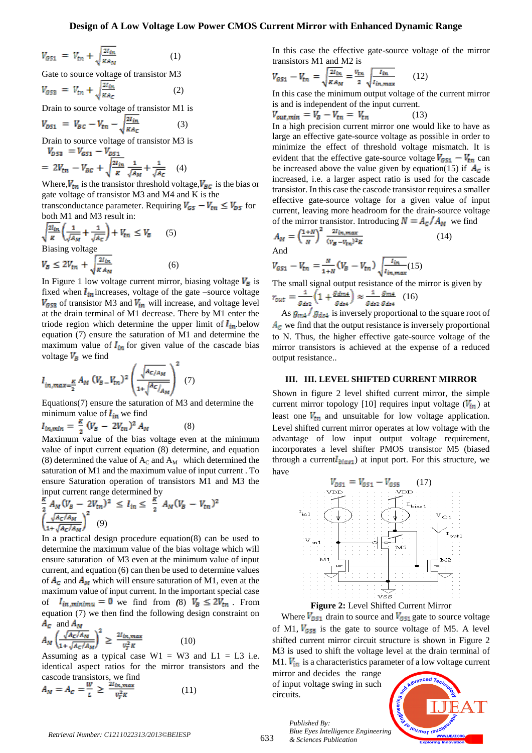$$V_{GS1} = V_{tn} + \sqrt{\frac{2I_{in}}{KA_M}} \qquad (1)$$

Gate to source voltage of transistor M3

$$V_{GS3} = V_{tn} + \sqrt{\frac{2I_{in}}{KA_C}} \qquad (2)$$

Drain to source voltage of transistor M1 is

$$V_{DS1} = V_{BC} - V_{tn} - \sqrt{\frac{2I_{in}}{KA_C}} \qquad (3)$$

Drain to source voltage of transistor M3 is

$$V_{DS3} = V_{GS1} - V_{DS1}$$
$$= 2V_{tn} - V_{BC} + \sqrt{\frac{2I_{in}}{K}}\frac{1}{\sqrt{A_M}} + \frac{1}{\sqrt{A_C}} \qquad (4)$$

Where, $V_{tn}$ is the transistor threshold voltage, $V_{BC}$ is the bias or gate voltage of transistor M3 and M4 and K is the transconductance parameter. Requiring $V_{GS} - V_{tn} \le V_{DS}$ for both M1 and M3 result in:

$$\sqrt{\frac{2I_{in}}{K}}\left(\frac{1}{\sqrt{A_M}} + \frac{1}{\sqrt{A_C}}\right) + V_{tn} \le V_B \qquad (5)$$

Biasing voltage

$$V_B \le 2V_{tn} + \sqrt{\frac{2I_{in}}{K A_M}} \qquad (6)$$

In Figure 1 low voltage current mirror, biasing voltage $V_B$ is fixed when $I_{in}$ increases, voltage of the gate –source voltage $V_{GS3}$ of transistor M3 and $V_{in}$ will increase, and voltage level at the drain terminal of M1 decrease. There by M1 enter the triode region which determine the upper limit of $I_{in}$.below equation (7) ensure the saturation of M1 and determine the maximum value of $I_{in}$ for given value of the cascade bias voltage $V_B$ we find

$$I_{in,max} = \frac{K}{2} A_M (V_B - V_{tn})^2 \left(\frac{\sqrt{A_C/A_M}}{1 + \sqrt{A_C/A_M}}\right)^2 \qquad (7)$$

Equations(7) ensure the saturation of M3 and determine the minimum value of $I_{in}$ we find

$$I_{in,min} = \frac{K}{2}(V_B - 2V_{tn})^2 A_M \qquad (8)$$

Maximum value of the bias voltage even at the minimum value of input current equation (8) determine, and equation (8) determined the value of $A_C$ and $A_M$ which determined the saturation of M1 and the maximum value of input current . To ensure Saturation operation of transistors M1 and M3 the input current range determined by

$$\frac{K}{2} A_M (V_B - 2V_{tn})^2 \le I_{in} \le \frac{K}{2} A_M (V_B - V_{tn})^2 \left(\frac{\sqrt{A_C/A_M}}{1 + \sqrt{A_C/A_M}}\right)^2 \qquad (9)$$

In a practical design procedure equation(8) can be used to determine the maximum value of the bias voltage which will ensure saturation of M3 even at the minimum value of input current, and equation (6) can then be used to determine values of $A_C$ and $A_M$ which will ensure saturation of M1, even at the maximum value of input current. In the important special case of $I_{in,minimu} = 0$ we find from (8) $V_B \le 2V_{tn}$ . From equation (7) we then find the following design constraint on $A_C$ and $A_M$

$$A_M \left(\frac{\sqrt{A_C/A_M}}{1 + \sqrt{A_C/A_M}}\right)^2 \ge \frac{2I_{in,max}}{V_T^2 K} \qquad (10)$$

Assuming as a typical case W1 = W3 and L1 = L3 i.e. identical aspect ratios for the mirror transistors and the cascode transistors, we find

$$A_M = A_C = \frac{W}{L} \ge \frac{2I_{in,max}}{V_T^2 K} \qquad (11)$$

In this case the effective gate-source voltage of the mirror transistors M1 and M2 is

$$V_{GS1} - V_{tn} = \sqrt{\frac{2I_{in}}{KA_M}} = \frac{V_{tn}}{2}\sqrt{\frac{I_{in}}{I_{in,max}}} \qquad (12)$$

In this case the minimum output voltage of the current mirror is and is independent of the input current.

$$V_{out,min} = V_B - V_{tn} = V_{tn} \qquad (13)$$

In a high precision current mirror one would like to have as large an effective gate-source voltage as possible in order to minimize the effect of threshold voltage mismatch. It is evident that the effective gate-source voltage $V_{GS1} - V_{tn}$ can be increased above the value given by equation(15) if $A_C$ is increased, i.e. a larger aspect ratio is used for the cascade transistor. In this case the cascode transistor requires a smaller effective gate-source voltage for a given value of input current, leaving more headroom for the drain-source voltage of the mirror transistor. Introducing $N = A_C/A_M$ we find

$$A_M = \left(\frac{1+N}{N}\right)^2 \frac{2I_{in,max}}{(V_B - V_{tn})^2 K} \qquad (14)$$

And

$$V_{GS1} - V_{tn} = \frac{N}{1+N}(V_B - V_{tn})\sqrt{\frac{I_{in}}{I_{in,max}}} \qquad (15)$$

The small signal output resistance of the mirror is given by

$$r_{out} = \frac{1}{g_{ds2}}\left(1 + \frac{g_{dm4}}{g_{ds4}}\right) \approx \frac{1}{g_{ds2}}\frac{g_{m4}}{g_{ds4}} \qquad (16)$$

As $g_{m4}/g_{ds4}$ is inversely proportional to the square root of $A_C$ we find that the output resistance is inversely proportional to N. Thus, the higher effective gate-source voltage of the mirror transistors is achieved at the expense of a reduced output resistance..

## III. III. LEVEL SHIFTED CURRENT MIRROR

Shown in figure 2 level shifted current mirror, the simple current mirror topology [10] requires input voltage ($V_{in}$) at least one $V_{tn}$ and unsuitable for low voltage application. Level shifted current mirror operates at low voltage with the advantage of low input output voltage requirement, incorporates a level shifter PMOS transistor M5 (biased through a current$I_{bias1}$) at input port. For this structure, we have

$$V_{DS1} = V_{GS1} - V_{GS5} \qquad (17)$$

**Figure 2:** Level Shifted Current Mirror

Where $V_{DS1}$ drain to source and $V_{GS1}$ gate to source voltage of M1, $V_{GS5}$ is the gate to source voltage of M5. A level shifted current mirror circuit structure is shown in Figure 2 M3 is used to shift the voltage level at the drain terminal of M1. $V_{in}$ is a characteristics parameter of a low voltage current mirror and decides the range of input voltage swing in such circuits.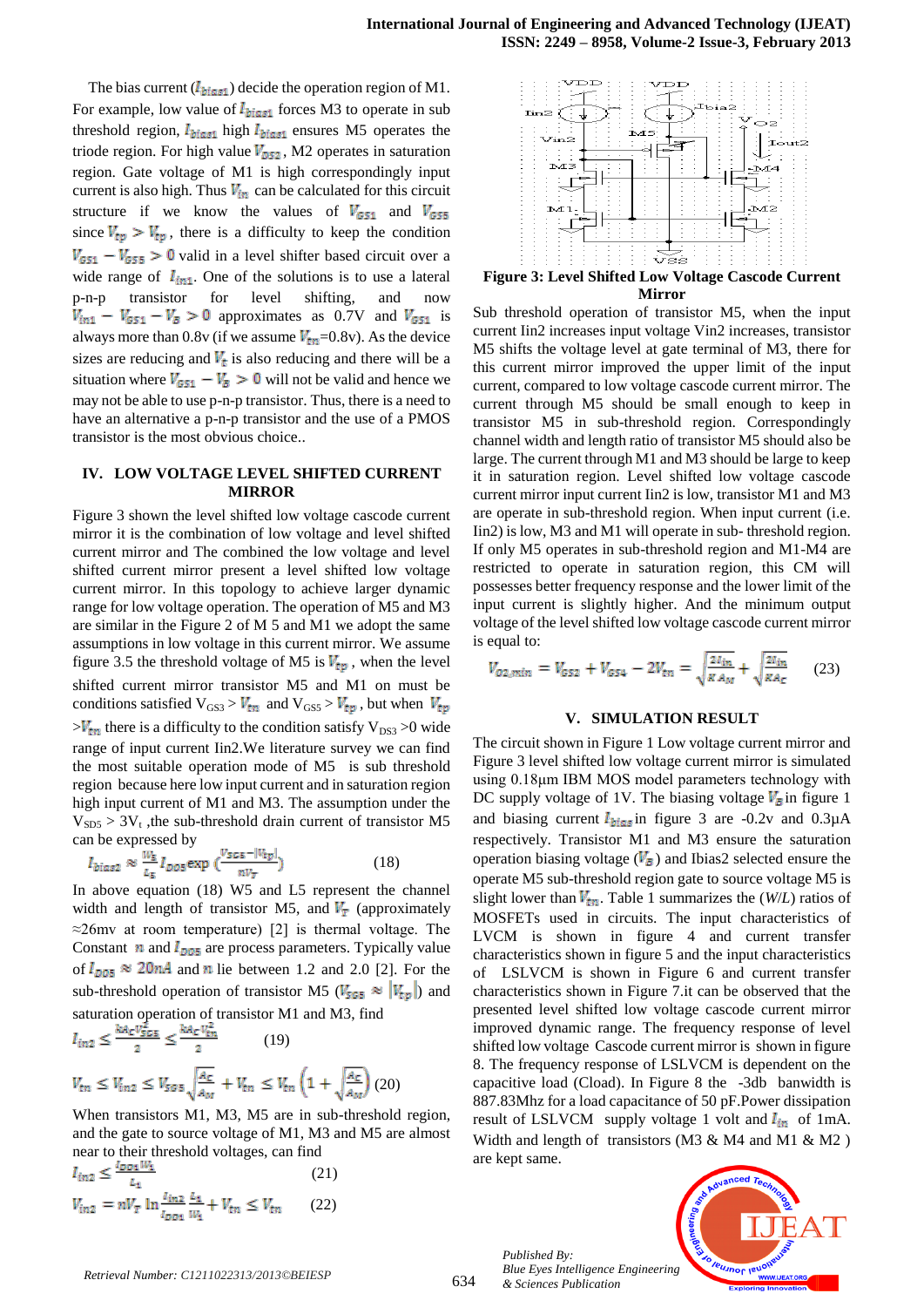The bias current ($I_{bias1}$) decide the operation region of M1. For example, low value of $I_{bias1}$ forces M3 to operate in sub threshold region, $I_{bias1}$ high $I_{bias1}$ ensures M5 operates the triode region. For high value $V_{DS2}$, M2 operates in saturation region. Gate voltage of M1 is high correspondingly input current is also high. Thus $V_{in}$ can be calculated for this circuit structure if we know the values of $V_{GS1}$ and $V_{GS5}$ since $V_{tp} > V_{tp}$, there is a difficulty to keep the condition $V_{GS1} - V_{GS5} > 0$ valid in a level shifter based circuit over a wide range of $I_{in1}$. One of the solutions is to use a lateral p-n-p transistor for level shifting, and now $V_{in1} - V_{GS1} - V_B > 0$ approximates as 0.7V and $V_{GS1}$ is always more than 0.8v (if we assume $V_{tn}$=0.8v). As the device sizes are reducing and $V_t$ is also reducing and there will be a situation where $V_{GS1} - V_B > 0$ will not be valid and hence we may not be able to use p-n-p transistor. Thus, there is a need to have an alternative a p-n-p transistor and the use of a PMOS transistor is the most obvious choice..

## IV. LOW VOLTAGE LEVEL SHIFTED CURRENT MIRROR

Figure 3 shown the level shifted low voltage cascode current mirror it is the combination of low voltage and level shifted current mirror and The combined the low voltage and level shifted current mirror present a level shifted low voltage current mirror. In this topology to achieve larger dynamic range for low voltage operation. The operation of M5 and M3 are similar in the Figure 2 of M 5 and M1 we adopt the same assumptions in low voltage in this current mirror. We assume figure 3.5 the threshold voltage of M5 is $V_{tp}$, when the level shifted current mirror transistor M5 and M1 on must be conditions satisfied $V_{GS3} > V_{tn}$ and $V_{GS5} > V_{tp}$, but when $V_{tp} > V_{tn}$ there is a difficulty to the condition satisfy $V_{DS3} > 0$ wide range of input current Iin2.We literature survey we can find the most suitable operation mode of M5 is sub threshold region because here low input current and in saturation region high input current of M1 and M3. The assumption under the $V_{SD5} > 3V_t$ ,the sub-threshold drain current of transistor M5 can be expressed by

$$I_{bias2} \approx \frac{W_5}{L_5} I_{DO5} \exp\left(\frac{V_{SG5} - |V_{tp}|}{nV_T}\right) \tag{18}$$

In above equation (18) W5 and L5 represent the channel width and length of transistor M5, and $V_T$ (approximately ≈26mv at room temperature) [2] is thermal voltage. The Constant $n$ and $I_{DO5}$ are process parameters. Typically value of $I_{DO5} \approx 20nA$ and $n$ lie between 1.2 and 2.0 [2]. For the sub-threshold operation of transistor M5 ($V_{SG5} \approx |V_{tp}|$) and saturation operation of transistor M1 and M3, find

$$I_{in2} \le \frac{kA_C V_{SG5}^2}{2} \le \frac{kA_C V_{tn}^2}{2} \tag{19}$$

$$V_{tn} \le V_{in2} \le V_{SG5}\sqrt{\frac{A_C}{A_M}} + V_{tn} \le V_{tn}\left(1 + \sqrt{\frac{A_C}{A_M}}\right) \tag{20}$$

When transistors M1, M3, M5 are in sub-threshold region, and the gate to source voltage of M1, M3 and M5 are almost near to their threshold voltages, can find

$$I_{in2} \le \frac{I_{DO1} W_1}{L_1} \tag{21}$$

$$V_{in2} = nV_T \ln \frac{I_{in2}}{I_{DO1}} \frac{L_1}{W_1} + V_{tn} \le V_{tn} \tag{22}$$

Figure 3: Level Shifted Low Voltage Cascode Current Mirror

Sub threshold operation of transistor M5, when the input current Iin2 increases input voltage Vin2 increases, transistor M5 shifts the voltage level at gate terminal of M3, there for this current mirror improved the upper limit of the input current, compared to low voltage cascode current mirror. The current through M5 should be small enough to keep in transistor M5 in sub-threshold region. Correspondingly channel width and length ratio of transistor M5 should also be large. The current through M1 and M3 should be large to keep it in saturation region. Level shifted low voltage cascode current mirror input current Iin2 is low, transistor M1 and M3 are operate in sub-threshold region. When input current (i.e. Iin2) is low, M3 and M1 will operate in sub- threshold region. If only M5 operates in sub-threshold region and M1-M4 are restricted to operate in saturation region, this CM will possesses better frequency response and the lower limit of the input current is slightly higher. And the minimum output voltage of the level shifted low voltage cascode current mirror is equal to:

$$V_{O2,min} = V_{GS2} + V_{GS4} - 2V_{tn} = \sqrt{\frac{2I_{in}}{KA_M}} + \sqrt{\frac{2I_{in}}{KA_C}} \tag{23}$$

## V. SIMULATION RESULT

The circuit shown in Figure 1 Low voltage current mirror and Figure 3 level shifted low voltage current mirror is simulated using 0.18µm IBM MOS model parameters technology with DC supply voltage of 1V. The biasing voltage $V_B$ in figure 1 and biasing current $I_{bias}$ in figure 3 are -0.2v and 0.3µA respectively. Transistor M1 and M3 ensure the saturation operation biasing voltage ($V_B$) and Ibias2 selected ensure the operate M5 sub-threshold region gate to source voltage M5 is slight lower than $V_{tn}$. Table 1 summarizes the (*W*/*L*) ratios of MOSFETs used in circuits. The input characteristics of LVCM is shown in figure 4 and current transfer characteristics shown in figure 5 and the input characteristics of LSLVCM is shown in Figure 6 and current transfer characteristics shown in Figure 7.it can be observed that the presented level shifted low voltage cascode current mirror improved dynamic range. The frequency response of level shifted low voltage Cascode current mirror is shown in figure 8. The frequency response of LSLVCM is dependent on the capacitive load (Cload). In Figure 8 the -3db banwidth is 887.83Mhz for a load capacitance of 50 pF.Power dissipation result of LSLVCM supply voltage 1 volt and $I_{in}$ of 1mA. Width and length of transistors (M3 & M4 and M1 & M2 ) are kept same.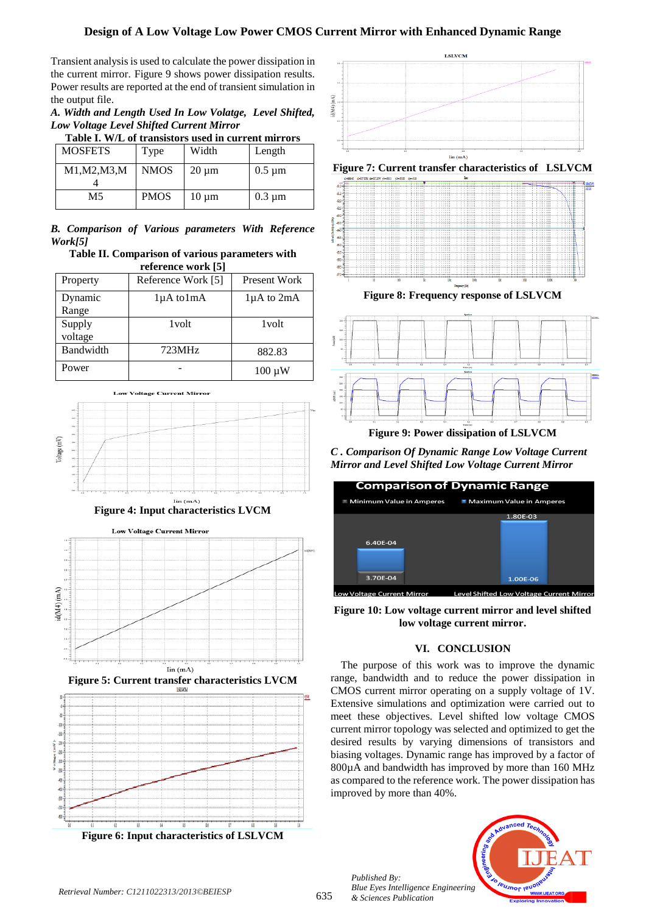# Design of A Low Voltage Low Power CMOS Current Mirror with Enhanced Dynamic Range

Transient analysis is used to calculate the power dissipation in the current mirror. Figure 9 shows power dissipation results. Power results are reported at the end of transient simulation in the output file.

***A. Width and Length Used In Low Voltage, Level Shifted, Low Voltage Level Shifted Current Mirror***

**Table I. W/L of transistors used in current mirrors**

| MOSFETS | Type | Width | Length |
|---|---|---|---|
| M1,M2,M3,M4 | NMOS | 20 μm | 0.5 μm |
| M5 | PMOS | 10 μm | 0.3 μm |

***B. Comparison of Various parameters With Reference Work[5]***

**Table II. Comparison of various parameters with reference work [5]**

| Property | Reference Work [5] | Present Work |
|---|---|---|
| Dynamic Range | 1μA to1mA | 1μA to 2mA |
| Supply voltage | 1volt | 1volt |
| Bandwidth | 723MHz | 882.83 |
| Power | - | 100 μW |

**Figure 4: Input characteristics LVCM**

**Figure 5: Current transfer characteristics LVCM**

**Figure 6: Input characteristics of LSLVCM**

**Figure 7: Current transfer characteristics of LSLVCM**

**Figure 8: Frequency response of LSLVCM**

**Figure 9: Power dissipation of LSLVCM**

***C . Comparison Of Dynamic Range Low Voltage Current Mirror and Level Shifted Low Voltage Current Mirror***

**Figure 10: Low voltage current mirror and level shifted low voltage current mirror.**

## VI. CONCLUSION

The purpose of this work was to improve the dynamic range, bandwidth and to reduce the power dissipation in CMOS current mirror operating on a supply voltage of 1V. Extensive simulations and optimization were carried out to meet these objectives. Level shifted low voltage CMOS current mirror topology was selected and optimized to get the desired results by varying dimensions of transistors and biasing voltages. Dynamic range has improved by a factor of 800μA and bandwidth has improved by more than 160 MHz as compared to the reference work. The power dissipation has improved by more than 40%.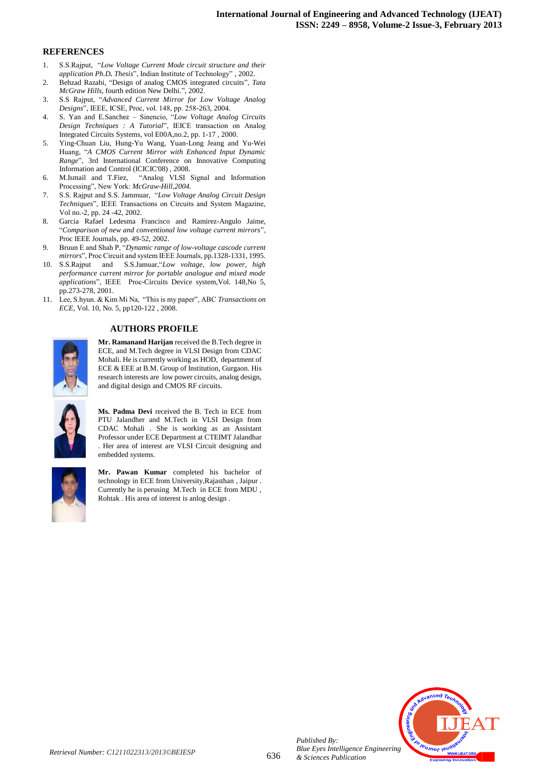## REFERENCES

1. S.S.Rajput, "*Low Voltage Current Mode circuit structure and their application Ph.D. Thesis*", Indian Institute of Technology" , 2002.
2. Behzad Razabi, "Design of analog CMOS integrated circuits", *Tata McGraw Hills*, fourth edition New Delhi.", 2002.
3. S.S Rajput, "*Advanced Current Mirror for Low Voltage Analog Designs*", IEEE, ICSE, Proc, vol. 148, pp. 258-263, 2004.
4. S. Yan and E.Sanchez – Sinencio, "*Low Voltage Analog Circuits Design Techniques : A Tutorial*", IEICE transaction on Analog Integrated Circuits Systems, vol E00A,no.2, pp. 1-17 , 2000.
5. Ying-Chuan Liu, Hung-Yu Wang, Yuan-Long Jeang and Yu-Wei Huang, "*A CMOS Current Mirror with Enhanced Input Dynamic Range*", 3rd International Conference on Innovative Computing Information and Control (ICICIC'08) , 2008.
6. M.Ismail and T.Fiez, "Analog VLSI Signal and Information Processing", New York: *McGraw-Hill,2004.*
7. S.S. Rajput and S.S. Jammuar, "*Low Voltage Analog Circuit Design Techniques*", IEEE Transactions on Circuits and System Magazine, Vol no.-2, pp. 24 -42, 2002.
8. Garcia Rafael Ledesma Francisco and Ramirez-Angulo Jaime, "*Comparison of new and conventional low voltage current mirrors*", Proc IEEE Journals, pp. 49-52, 2002.
9. Bruun E and Shah P, "*Dynamic range of low-voltage cascode current mirrors*", Proc Circuit and system IEEE Journals, pp.1328-1331, 1995.
10. S.S.Rajput and S.S.Jamuar,"*Low voltage, low power, high performance current mirror for portable analogue and mixed mode applications*", IEEE Proc-Circuits Device system,Vol. 148,No 5, pp.273-278, 2001.
11. Lee, S.hyun. & Kim Mi Na, "This is my paper", ABC *Transactions on ECE*, Vol. 10, No. 5, pp120-122 , 2008.

## AUTHORS PROFILE

**Mr. Ramanand Harijan** received the B.Tech degree in ECE, and M.Tech degree in VLSI Design from CDAC Mohali. He is currently working as HOD, department of ECE & EEE at B.M. Group of Institution, Gurgaon. His research interests are low power circuits, analog design, and digital design and CMOS RF circuits.

**Ms. Padma Devi** received the B. Tech in ECE from PTU Jalandher and M.Tech in VLSI Design from CDAC Mohali . She is working as an Assistant Professor under ECE Department at CTEIMT Jalandhar . Her area of interest are VLSI Circuit designing and embedded systems.

**Mr. Pawan Kumar** completed his bachelor of technology in ECE from University,Rajasthan , Jaipur . Currently he is perusing M.Tech in ECE from MDU , Rohtak . His area of interest is anlog design .